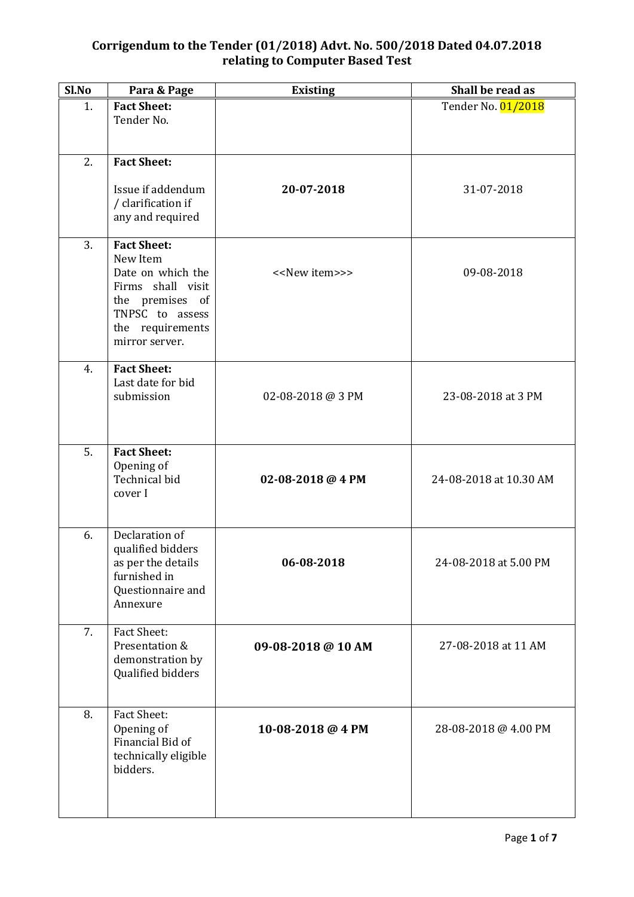# Corrigendum to the Tender (01/2018) Advt. No. 500/2018 Dated 04.07.2018 relating to Computer Based Test

| Sl.No | Para & Page | Existing | Shall be read as |
|---|---|---|---|
| 1. | **Fact Sheet:** Tender No. | | Tender No. 01/2018 |
| 2. | **Fact Sheet:** Issue if addendum / clarification if any and required | **20-07-2018** | 31-07-2018 |
| 3. | **Fact Sheet:** New Item Date on which the Firms shall visit the premises of TNPSC to assess the requirements mirror server. | <<New item>>> | 09-08-2018 |
| 4. | **Fact Sheet:** Last date for bid submission | 02-08-2018 @ 3 PM | 23-08-2018 at 3 PM |
| 5. | **Fact Sheet:** Opening of Technical bid cover I | **02-08-2018 @ 4 PM** | 24-08-2018 at 10.30 AM |
| 6. | Declaration of qualified bidders as per the details furnished in Questionnaire and Annexure | **06-08-2018** | 24-08-2018 at 5.00 PM |
| 7. | Fact Sheet: Presentation & demonstration by Qualified bidders | **09-08-2018 @ 10 AM** | 27-08-2018 at 11 AM |
| 8. | Fact Sheet: Opening of Financial Bid of technically eligible bidders. | **10-08-2018 @ 4 PM** | 28-08-2018 @ 4.00 PM |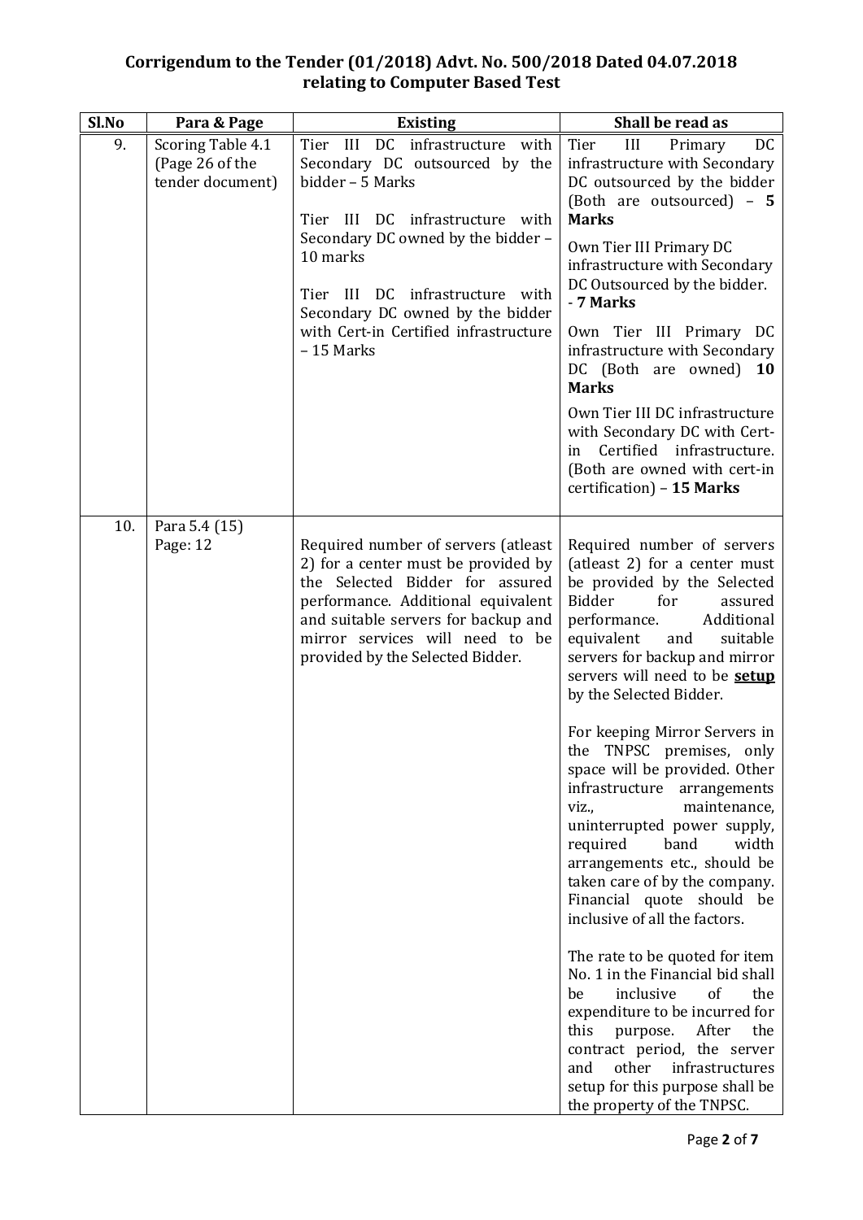**Corrigendum to the Tender (01/2018) Advt. No. 500/2018 Dated 04.07.2018 relating to Computer Based Test**

| Sl.No | Para & Page | Existing | Shall be read as |
|---|---|---|---|
| 9. | Scoring Table 4.1 (Page 26 of the tender document) | Tier III DC infrastructure with Secondary DC outsourced by the bidder – 5 Marks<br><br>Tier III DC infrastructure with Secondary DC owned by the bidder – 10 marks<br><br>Tier III DC infrastructure with Secondary DC owned by the bidder with Cert-in Certified infrastructure – 15 Marks | Tier III Primary DC infrastructure with Secondary DC outsourced by the bidder (Both are outsourced) – **5 Marks**<br><br>Own Tier III Primary DC infrastructure with Secondary DC Outsourced by the bidder. - **7 Marks**<br><br>Own Tier III Primary DC infrastructure with Secondary DC (Both are owned) **10 Marks**<br><br>Own Tier III DC infrastructure with Secondary DC with Cert-in Certified infrastructure. (Both are owned with cert-in certification) – **15 Marks** |
| 10. | Para 5.4 (15) Page: 12 | Required number of servers (atleast 2) for a center must be provided by the Selected Bidder for assured performance. Additional equivalent and suitable servers for backup and mirror services will need to be provided by the Selected Bidder. | Required number of servers (atleast 2) for a center must be provided by the Selected Bidder for assured performance. Additional equivalent and suitable servers for backup and mirror servers will need to be **setup** by the Selected Bidder.<br><br>For keeping Mirror Servers in the TNPSC premises, only space will be provided. Other infrastructure arrangements viz., maintenance, uninterrupted power supply, required band width arrangements etc., should be taken care of by the company. Financial quote should be inclusive of all the factors.<br><br>The rate to be quoted for item No. 1 in the Financial bid shall be inclusive of the expenditure to be incurred for this purpose. After the contract period, the server and other infrastructures setup for this purpose shall be the property of the TNPSC. |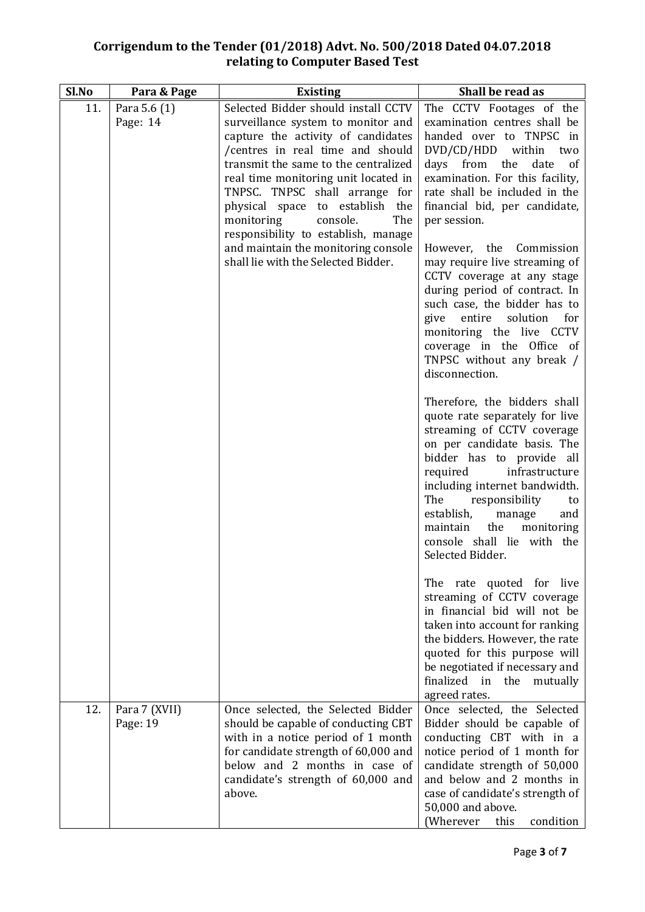**Corrigendum to the Tender (01/2018) Advt. No. 500/2018 Dated 04.07.2018 relating to Computer Based Test**

| Sl.No | Para & Page | Existing | Shall be read as |
|---|---|---|---|
| 11. | Para 5.6 (1)<br>Page: 14 | Selected Bidder should install CCTV surveillance system to monitor and capture the activity of candidates /centres in real time and should transmit the same to the centralized real time monitoring unit located in TNPSC. TNPSC shall arrange for physical space to establish the monitoring console. The responsibility to establish, manage and maintain the monitoring console shall lie with the Selected Bidder. | The CCTV Footages of the examination centres shall be handed over to TNPSC in DVD/CD/HDD within two days from the date of examination. For this facility, rate shall be included in the financial bid, per candidate, per session.<br><br>However, the Commission may require live streaming of CCTV coverage at any stage during period of contract. In such case, the bidder has to give entire solution for monitoring the live CCTV coverage in the Office of TNPSC without any break / disconnection.<br><br>Therefore, the bidders shall quote rate separately for live streaming of CCTV coverage on per candidate basis. The bidder has to provide all required infrastructure including internet bandwidth. The responsibility to establish, manage and maintain the monitoring console shall lie with the Selected Bidder.<br><br>The rate quoted for live streaming of CCTV coverage in financial bid will not be taken into account for ranking the bidders. However, the rate quoted for this purpose will be negotiated if necessary and finalized in the mutually agreed rates. |
| 12. | Para 7 (XVII)<br>Page: 19 | Once selected, the Selected Bidder should be capable of conducting CBT with in a notice period of 1 month for candidate strength of 60,000 and below and 2 months in case of candidate's strength of 60,000 and above. | Once selected, the Selected Bidder should be capable of conducting CBT with in a notice period of 1 month for candidate strength of 50,000 and below and 2 months in case of candidate's strength of 50,000 and above.<br>(Wherever this condition |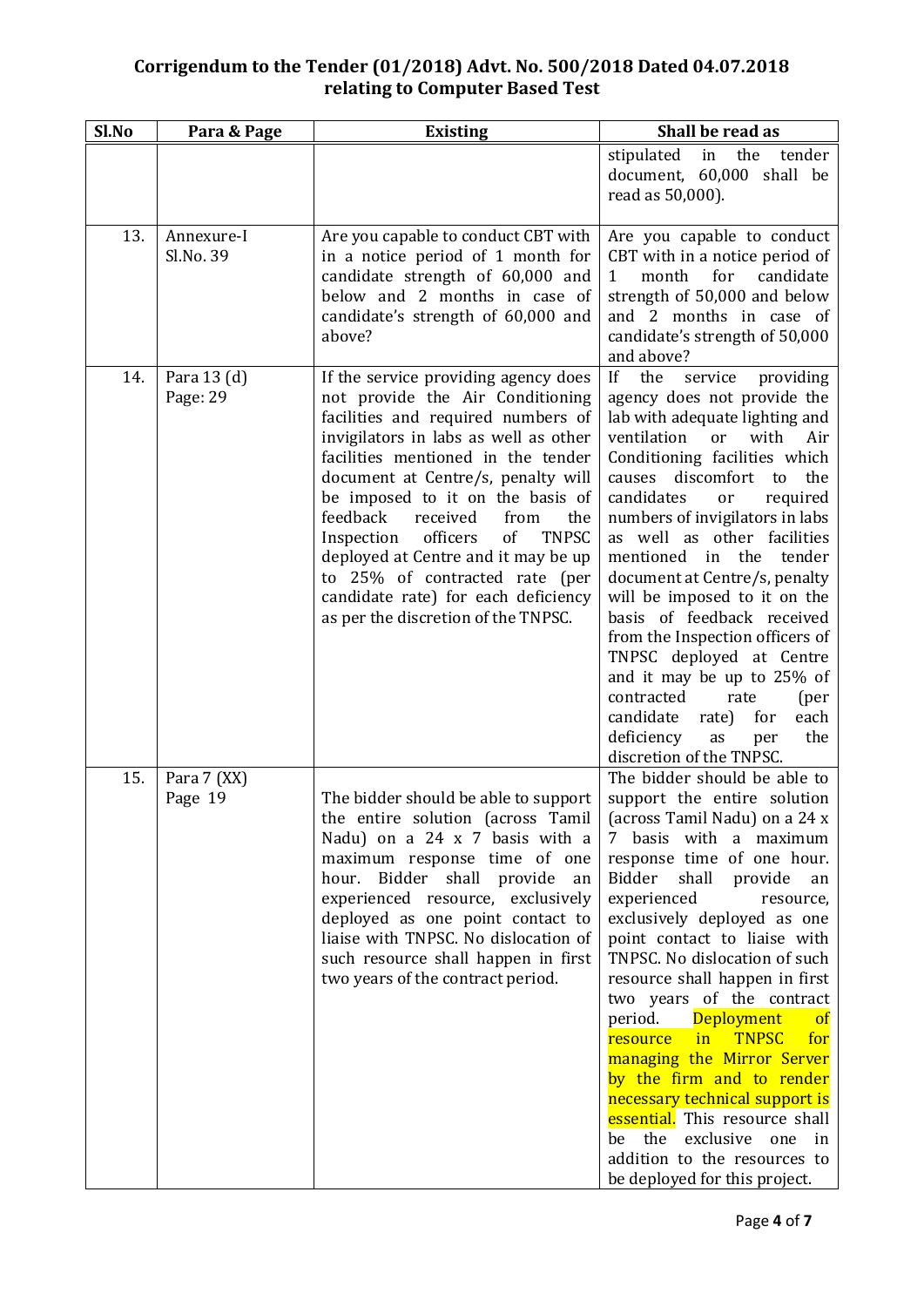## Corrigendum to the Tender (01/2018) Advt. No. 500/2018 Dated 04.07.2018 relating to Computer Based Test

| Sl.No | Para & Page | Existing | Shall be read as |
|---|---|---|---|
| | | | stipulated in the tender document, 60,000 shall be read as 50,000). |
| 13. | Annexure-I Sl.No. 39 | Are you capable to conduct CBT with in a notice period of 1 month for candidate strength of 60,000 and below and 2 months in case of candidate's strength of 60,000 and above? | Are you capable to conduct CBT with in a notice period of 1 month for candidate strength of 50,000 and below and 2 months in case of candidate's strength of 50,000 and above? |
| 14. | Para 13 (d) Page: 29 | If the service providing agency does not provide the Air Conditioning facilities and required numbers of invigilators in labs as well as other facilities mentioned in the tender document at Centre/s, penalty will be imposed to it on the basis of feedback received from the Inspection officers of TNPSC deployed at Centre and it may be up to 25% of contracted rate (per candidate rate) for each deficiency as per the discretion of the TNPSC. | If the service providing agency does not provide the lab with adequate lighting and ventilation or with Air Conditioning facilities which causes discomfort to the candidates or required numbers of invigilators in labs as well as other facilities mentioned in the tender document at Centre/s, penalty will be imposed to it on the basis of feedback received from the Inspection officers of TNPSC deployed at Centre and it may be up to 25% of contracted rate (per candidate rate) for each deficiency as per the discretion of the TNPSC. |
| 15. | Para 7 (XX) Page 19 | The bidder should be able to support the entire solution (across Tamil Nadu) on a 24 x 7 basis with a maximum response time of one hour. Bidder shall provide an experienced resource, exclusively deployed as one point contact to liaise with TNPSC. No dislocation of such resource shall happen in first two years of the contract period. | The bidder should be able to support the entire solution (across Tamil Nadu) on a 24 x 7 basis with a maximum response time of one hour. Bidder shall provide an experienced resource, exclusively deployed as one point contact to liaise with TNPSC. No dislocation of such resource shall happen in first two years of the contract period. Deployment of resource in TNPSC for managing the Mirror Server by the firm and to render necessary technical support is essential. This resource shall be the exclusive one in addition to the resources to be deployed for this project. |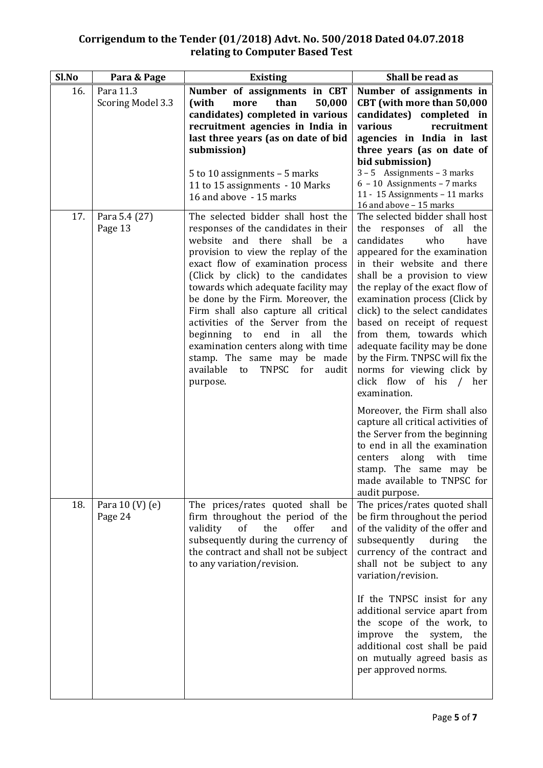# Corrigendum to the Tender (01/2018) Advt. No. 500/2018 Dated 04.07.2018 relating to Computer Based Test

| Sl.No | Para & Page | Existing | Shall be read as |
|---|---|---|---|
| 16. | Para 11.3 Scoring Model 3.3 | **Number of assignments in CBT (with more than 50,000 candidates) completed in various recruitment agencies in India in last three years (as on date of bid submission)**<br><br>5 to 10 assignments – 5 marks<br>11 to 15 assignments - 10 Marks<br>16 and above - 15 marks | **Number of assignments in CBT (with more than 50,000 candidates) completed in various recruitment agencies in India in last three years (as on date of bid submission)**<br>3 – 5 Assignments – 3 marks<br>6 – 10 Assignments – 7 marks<br>11 - 15 Assignments – 11 marks<br>16 and above – 15 marks |
| 17. | Para 5.4 (27) Page 13 | The selected bidder shall host the responses of the candidates in their website and there shall be a provision to view the replay of the exact flow of examination process (Click by click) to the candidates towards which adequate facility may be done by the Firm. Moreover, the Firm shall also capture all critical activities of the Server from the beginning to end in all the examination centers along with time stamp. The same may be made available to TNPSC for audit purpose. | The selected bidder shall host the responses of all the candidates who have appeared for the examination in their website and there shall be a provision to view the replay of the exact flow of examination process (Click by click) to the select candidates based on receipt of request from them, towards which adequate facility may be done by the Firm. TNPSC will fix the norms for viewing click by click flow of his / her examination.<br><br>Moreover, the Firm shall also capture all critical activities of the Server from the beginning to end in all the examination centers along with time stamp. The same may be made available to TNPSC for audit purpose. |
| 18. | Para 10 (V) (e) Page 24 | The prices/rates quoted shall be firm throughout the period of the validity of the offer and subsequently during the currency of the contract and shall not be subject to any variation/revision. | The prices/rates quoted shall be firm throughout the period of the validity of the offer and subsequently during the currency of the contract and shall not be subject to any variation/revision.<br><br>If the TNPSC insist for any additional service apart from the scope of the work, to improve the system, the additional cost shall be paid on mutually agreed basis as per approved norms. |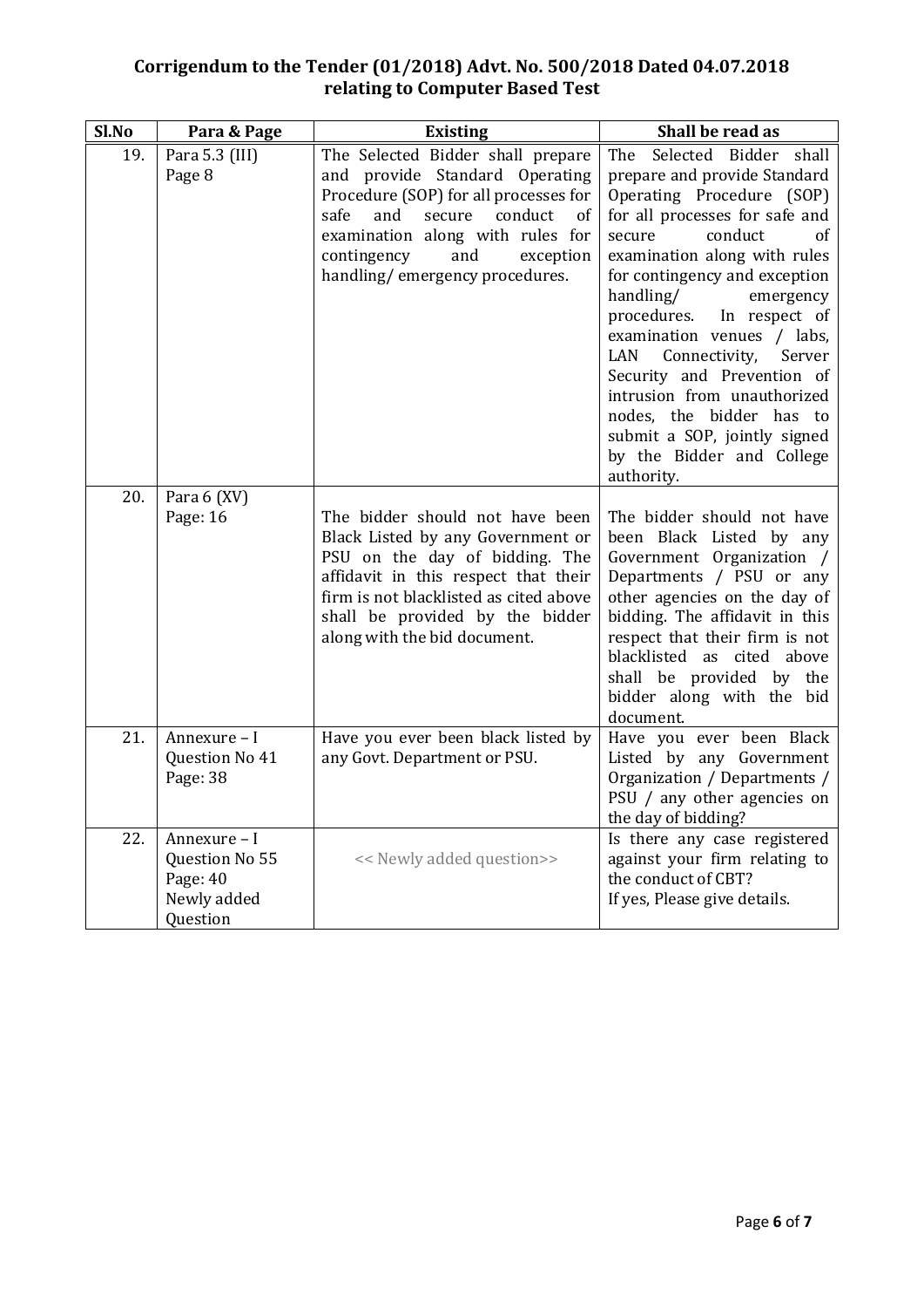## Corrigendum to the Tender (01/2018) Advt. No. 500/2018 Dated 04.07.2018 relating to Computer Based Test

| Sl.No | Para & Page | Existing | Shall be read as |
|---|---|---|---|
| 19. | Para 5.3 (III) Page 8 | The Selected Bidder shall prepare and provide Standard Operating Procedure (SOP) for all processes for safe and secure conduct of examination along with rules for contingency and exception handling/ emergency procedures. | The Selected Bidder shall prepare and provide Standard Operating Procedure (SOP) for all processes for safe and secure conduct of examination along with rules for contingency and exception handling/ emergency procedures. In respect of examination venues / labs, LAN Connectivity, Server Security and Prevention of intrusion from unauthorized nodes, the bidder has to submit a SOP, jointly signed by the Bidder and College authority. |
| 20. | Para 6 (XV) Page: 16 | The bidder should not have been Black Listed by any Government or PSU on the day of bidding. The affidavit in this respect that their firm is not blacklisted as cited above shall be provided by the bidder along with the bid document. | The bidder should not have been Black Listed by any Government Organization / Departments / PSU or any other agencies on the day of bidding. The affidavit in this respect that their firm is not blacklisted as cited above shall be provided by the bidder along with the bid document. |
| 21. | Annexure – I Question No 41 Page: 38 | Have you ever been black listed by any Govt. Department or PSU. | Have you ever been Black Listed by any Government Organization / Departments / PSU / any other agencies on the day of bidding? |
| 22. | Annexure – I Question No 55 Page: 40 Newly added Question | << Newly added question>> | Is there any case registered against your firm relating to the conduct of CBT? If yes, Please give details. |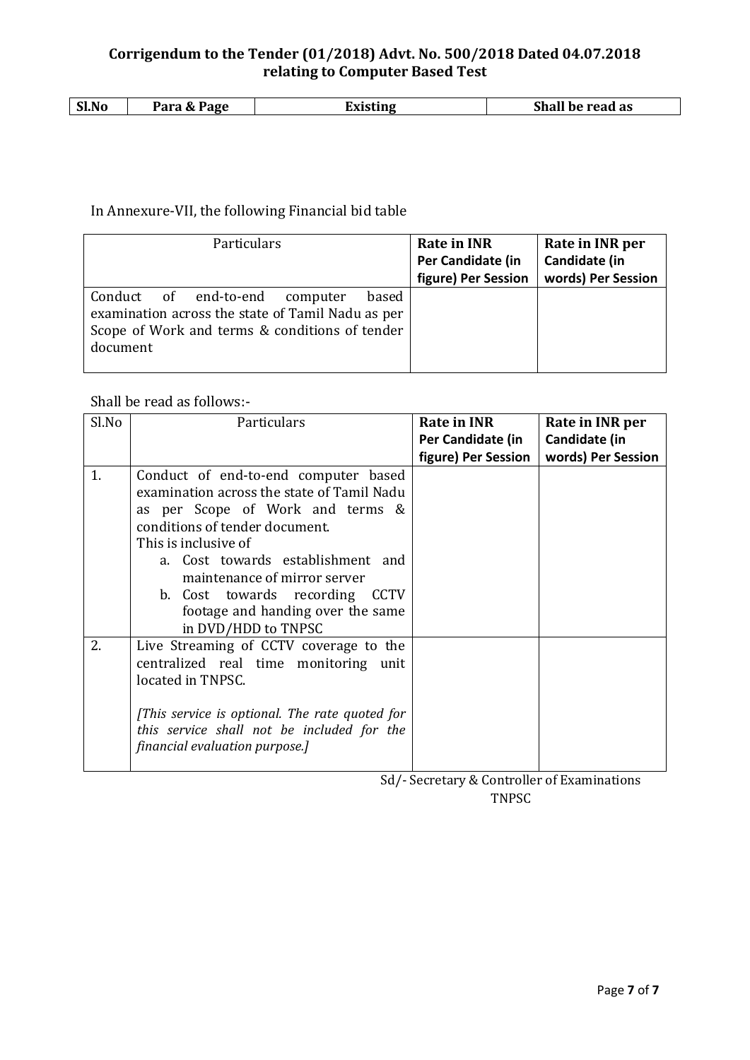## Corrigendum to the Tender (01/2018) Advt. No. 500/2018 Dated 04.07.2018 relating to Computer Based Test

| Sl.No | Para & Page | Existing | Shall be read as |
|---|---|---|---|

In Annexure-VII, the following Financial bid table

| Particulars | Rate in INR Per Candidate (in figure) Per Session | Rate in INR per Candidate (in words) Per Session |
|---|---|---|
| Conduct of end-to-end computer based examination across the state of Tamil Nadu as per Scope of Work and terms & conditions of tender document | | |

Shall be read as follows:-

| Sl.No | Particulars | Rate in INR Per Candidate (in figure) Per Session | Rate in INR per Candidate (in words) Per Session |
|---|---|---|---|
| 1. | Conduct of end-to-end computer based examination across the state of Tamil Nadu as per Scope of Work and terms & conditions of tender document.<br>This is inclusive of<br>a. Cost towards establishment and maintenance of mirror server<br>b. Cost towards recording CCTV footage and handing over the same in DVD/HDD to TNPSC | | |
| 2. | Live Streaming of CCTV coverage to the centralized real time monitoring unit located in TNPSC.<br><br>*[This service is optional. The rate quoted for this service shall not be included for the financial evaluation purpose.]* | | |

Sd/- Secretary & Controller of Examinations
TNPSC